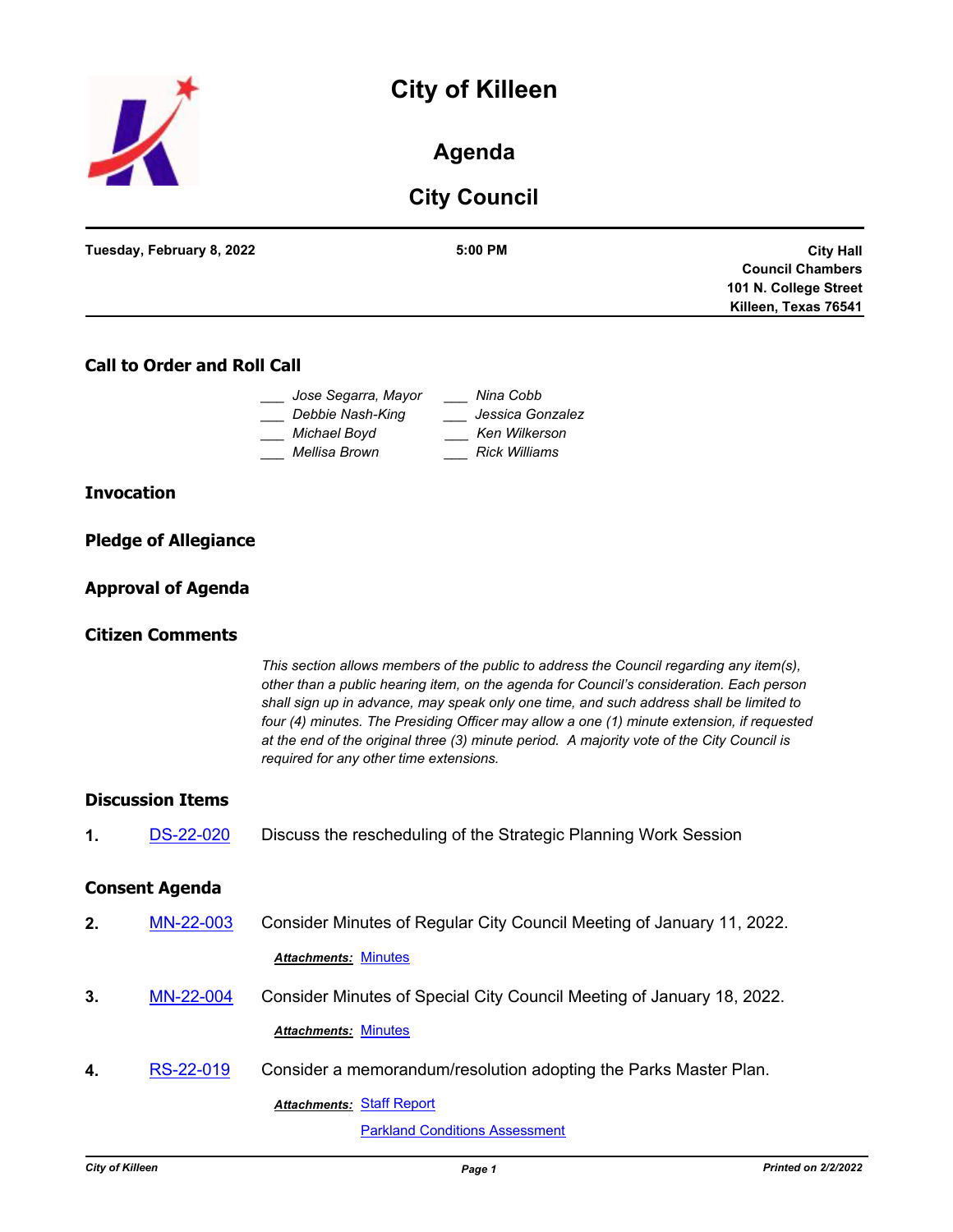# City of Killeen

## Agenda

## City Council

**Tuesday, February 8, 2022** | **5:00 PM** | **City Hall Council Chambers 101 N. College Street Killeen, Texas 76541**

### Call to Order and Roll Call

___ *Jose Segarra, Mayor*
___ *Debbie Nash-King*
___ *Michael Boyd*
___ *Mellisa Brown*
___ *Nina Cobb*
___ *Jessica Gonzalez*
___ *Ken Wilkerson*
___ *Rick Williams*

### Invocation

### Pledge of Allegiance

### Approval of Agenda

### Citizen Comments

*This section allows members of the public to address the Council regarding any item(s), other than a public hearing item, on the agenda for Council's consideration. Each person shall sign up in advance, may speak only one time, and such address shall be limited to four (4) minutes. The Presiding Officer may allow a one (1) minute extension, if requested at the end of the original three (3) minute period. A majority vote of the City Council is required for any other time extensions.*

### Discussion Items

**1.** DS-22-020 Discuss the rescheduling of the Strategic Planning Work Session

### Consent Agenda

**2.** MN-22-003 Consider Minutes of Regular City Council Meeting of January 11, 2022.

***Attachments:*** Minutes

**3.** MN-22-004 Consider Minutes of Special City Council Meeting of January 18, 2022.

***Attachments:*** Minutes

**4.** RS-22-019 Consider a memorandum/resolution adopting the Parks Master Plan.

***Attachments:*** Staff Report
Parkland Conditions Assessment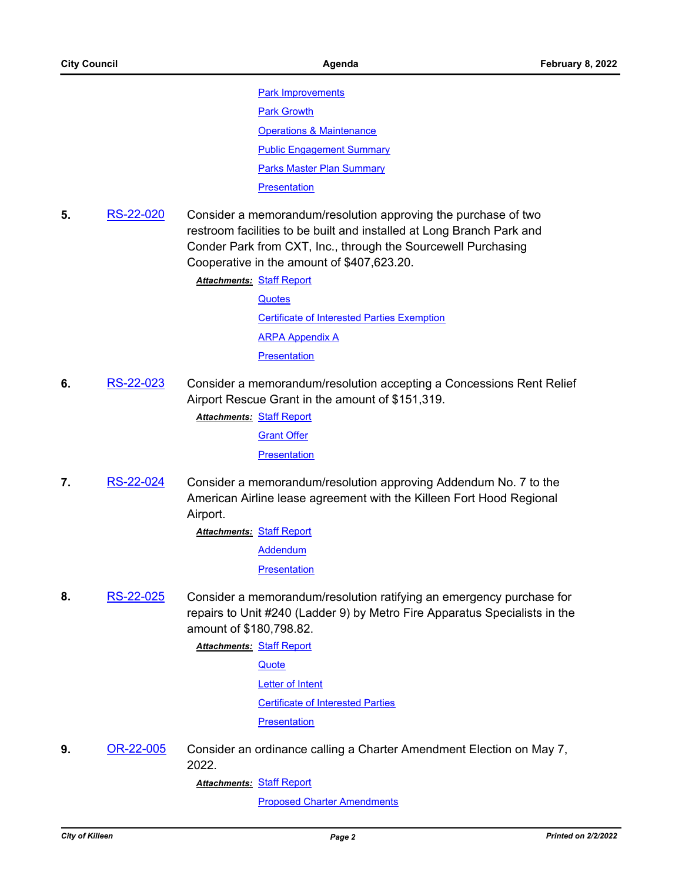Park Improvements

Park Growth

Operations & Maintenance

Public Engagement Summary

Parks Master Plan Summary

Presentation

**5.** RS-22-020 Consider a memorandum/resolution approving the purchase of two restroom facilities to be built and installed at Long Branch Park and Conder Park from CXT, Inc., through the Sourcewell Purchasing Cooperative in the amount of $407,623.20.

***Attachments:*** Staff Report

Quotes

Certificate of Interested Parties Exemption

ARPA Appendix A

Presentation

**6.** RS-22-023 Consider a memorandum/resolution accepting a Concessions Rent Relief Airport Rescue Grant in the amount of $151,319.

***Attachments:*** Staff Report

Grant Offer

Presentation

**7.** RS-22-024 Consider a memorandum/resolution approving Addendum No. 7 to the American Airline lease agreement with the Killeen Fort Hood Regional Airport.

***Attachments:*** Staff Report

Addendum

Presentation

**8.** RS-22-025 Consider a memorandum/resolution ratifying an emergency purchase for repairs to Unit #240 (Ladder 9) by Metro Fire Apparatus Specialists in the amount of $180,798.82.

***Attachments:*** Staff Report

Quote

Letter of Intent

Certificate of Interested Parties

Presentation

**9.** OR-22-005 Consider an ordinance calling a Charter Amendment Election on May 7, 2022.

***Attachments:*** Staff Report

Proposed Charter Amendments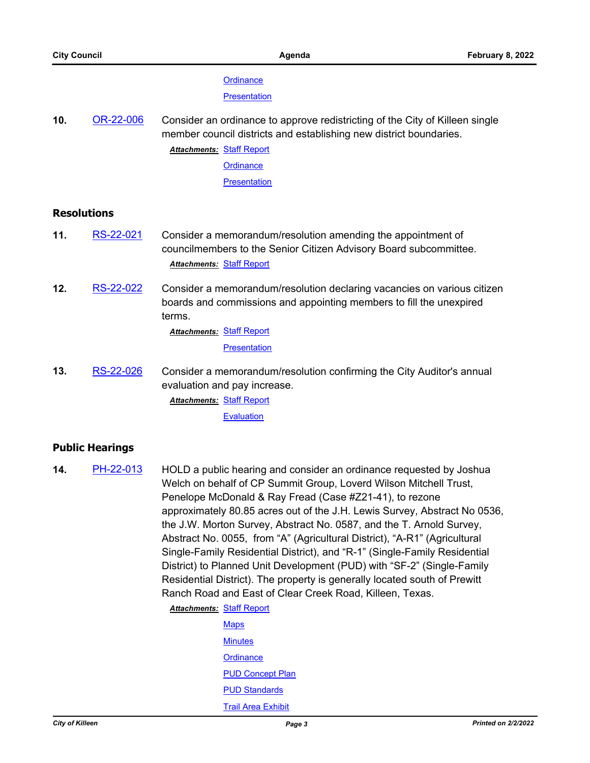Ordinance

Presentation

**10.** OR-22-006 Consider an ordinance to approve redistricting of the City of Killeen single member council districts and establishing new district boundaries.

***Attachments:*** Staff Report

Ordinance

Presentation

## Resolutions

**11.** RS-22-021 Consider a memorandum/resolution amending the appointment of councilmembers to the Senior Citizen Advisory Board subcommittee.

***Attachments:*** Staff Report

**12.** RS-22-022 Consider a memorandum/resolution declaring vacancies on various citizen boards and commissions and appointing members to fill the unexpired terms.

***Attachments:*** Staff Report

Presentation

**13.** RS-22-026 Consider a memorandum/resolution confirming the City Auditor's annual evaluation and pay increase.

***Attachments:*** Staff Report

Evaluation

## Public Hearings

**14.** PH-22-013 HOLD a public hearing and consider an ordinance requested by Joshua Welch on behalf of CP Summit Group, Loverd Wilson Mitchell Trust, Penelope McDonald & Ray Fread (Case #Z21-41), to rezone approximately 80.85 acres out of the J.H. Lewis Survey, Abstract No 0536, the J.W. Morton Survey, Abstract No. 0587, and the T. Arnold Survey, Abstract No. 0055, from “A” (Agricultural District), “A-R1” (Agricultural Single-Family Residential District), and “R-1” (Single-Family Residential District) to Planned Unit Development (PUD) with “SF-2” (Single-Family Residential District). The property is generally located south of Prewitt Ranch Road and East of Clear Creek Road, Killeen, Texas.

***Attachments:*** Staff Report

Maps

Minutes

Ordinance

PUD Concept Plan

PUD Standards

Trail Area Exhibit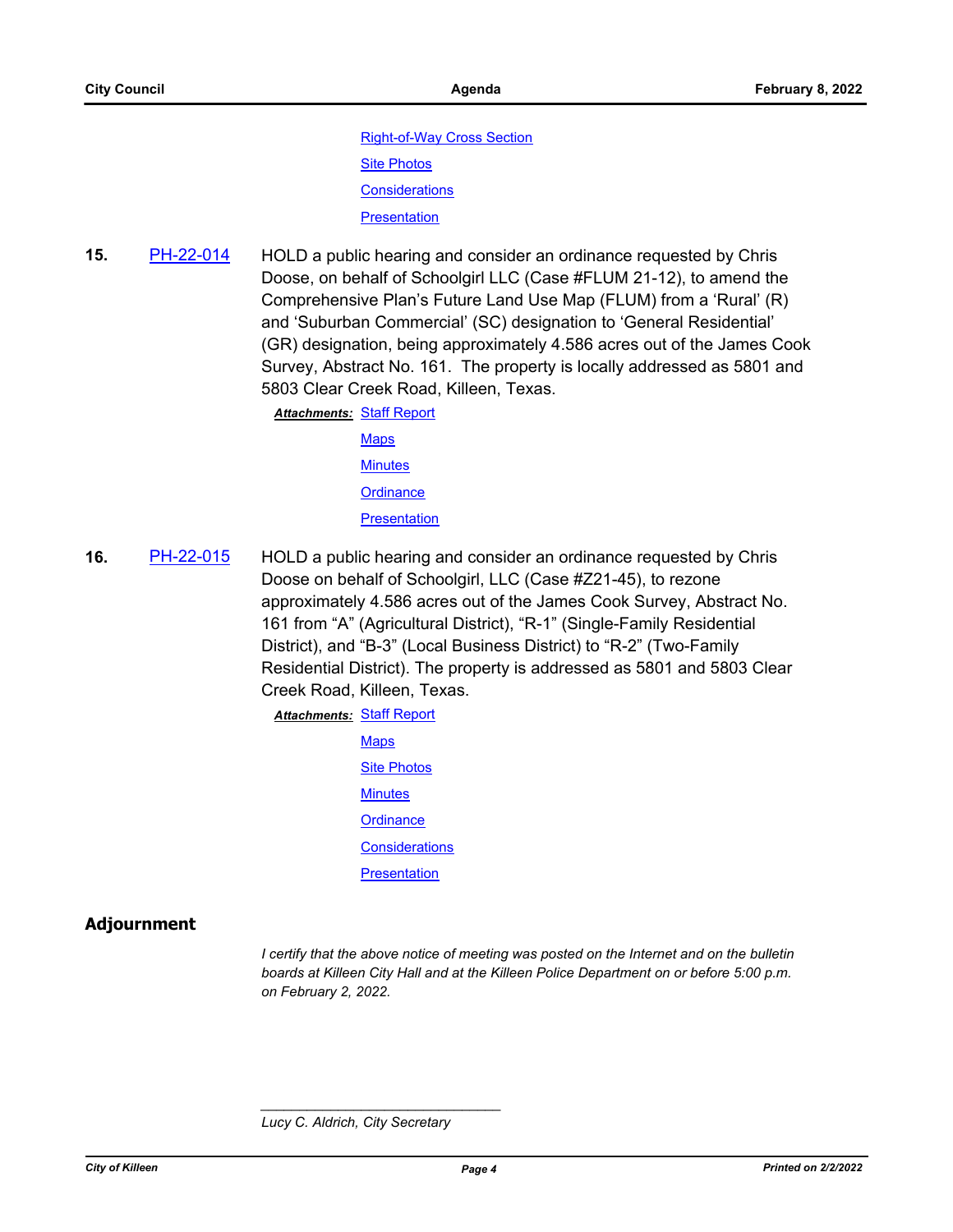[Right-of-Way Cross Section](#)

[Site Photos](#)

[Considerations](#)

[Presentation](#)

**15.** [PH-22-014](#) HOLD a public hearing and consider an ordinance requested by Chris Doose, on behalf of Schoolgirl LLC (Case #FLUM 21-12), to amend the Comprehensive Plan's Future Land Use Map (FLUM) from a 'Rural' (R) and 'Suburban Commercial' (SC) designation to 'General Residential' (GR) designation, being approximately 4.586 acres out of the James Cook Survey, Abstract No. 161. The property is locally addressed as 5801 and 5803 Clear Creek Road, Killeen, Texas.

***Attachments:*** [Staff Report](#)

[Maps](#)

[Minutes](#)

[Ordinance](#)

[Presentation](#)

**16.** [PH-22-015](#) HOLD a public hearing and consider an ordinance requested by Chris Doose on behalf of Schoolgirl, LLC (Case #Z21-45), to rezone approximately 4.586 acres out of the James Cook Survey, Abstract No. 161 from "A" (Agricultural District), "R-1" (Single-Family Residential District), and "B-3" (Local Business District) to "R-2" (Two-Family Residential District). The property is addressed as 5801 and 5803 Clear Creek Road, Killeen, Texas.

***Attachments:*** [Staff Report](#)

[Maps](#)

[Site Photos](#)

[Minutes](#)

[Ordinance](#)

[Considerations](#)

[Presentation](#)

## Adjournment

*I certify that the above notice of meeting was posted on the Internet and on the bulletin boards at Killeen City Hall and at the Killeen Police Department on or before 5:00 p.m. on February 2, 2022.*

\_\_\_\_\_\_\_\_\_\_\_\_\_\_\_\_\_\_\_\_\_\_\_\_\_\_\_\_\_\_\_

*Lucy C. Aldrich, City Secretary*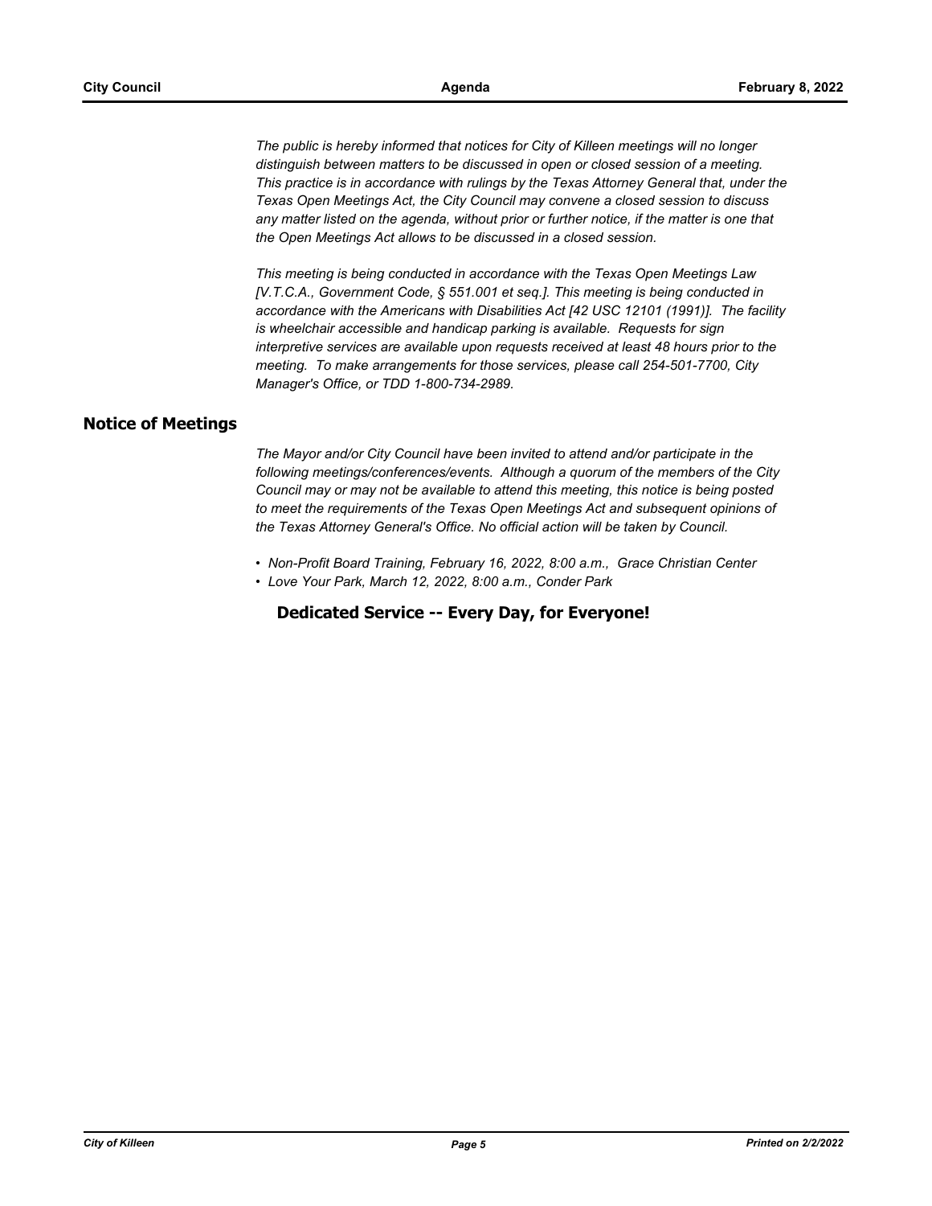*The public is hereby informed that notices for City of Killeen meetings will no longer distinguish between matters to be discussed in open or closed session of a meeting. This practice is in accordance with rulings by the Texas Attorney General that, under the Texas Open Meetings Act, the City Council may convene a closed session to discuss any matter listed on the agenda, without prior or further notice, if the matter is one that the Open Meetings Act allows to be discussed in a closed session.*

*This meeting is being conducted in accordance with the Texas Open Meetings Law [V.T.C.A., Government Code, § 551.001 et seq.]. This meeting is being conducted in accordance with the Americans with Disabilities Act [42 USC 12101 (1991)]. The facility is wheelchair accessible and handicap parking is available. Requests for sign interpretive services are available upon requests received at least 48 hours prior to the meeting. To make arrangements for those services, please call 254-501-7700, City Manager's Office, or TDD 1-800-734-2989.*

## Notice of Meetings

*The Mayor and/or City Council have been invited to attend and/or participate in the following meetings/conferences/events. Although a quorum of the members of the City Council may or may not be available to attend this meeting, this notice is being posted to meet the requirements of the Texas Open Meetings Act and subsequent opinions of the Texas Attorney General's Office. No official action will be taken by Council.*

- *Non-Profit Board Training, February 16, 2022, 8:00 a.m., Grace Christian Center*
- *Love Your Park, March 12, 2022, 8:00 a.m., Conder Park*

**Dedicated Service -- Every Day, for Everyone!**